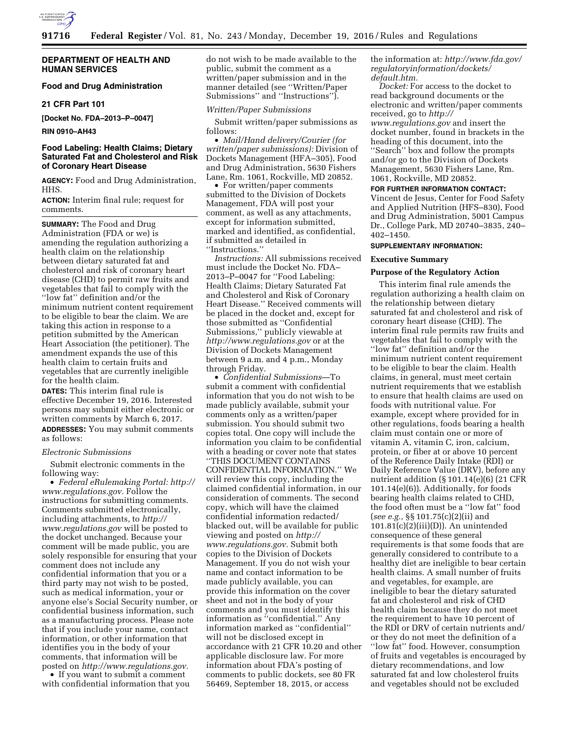**DEPARTMENT OF HEALTH AND HUMAN SERVICES**

**Food and Drug Administration**

**21 CFR Part 101**

**[Docket No. FDA–2013–P–0047]**

**RIN 0910–AH43**

## Food Labeling: Health Claims; Dietary Saturated Fat and Cholesterol and Risk of Coronary Heart Disease

**AGENCY:** Food and Drug Administration, HHS.

**ACTION:** Interim final rule; request for comments.

**SUMMARY:** The Food and Drug Administration (FDA or we) is amending the regulation authorizing a health claim on the relationship between dietary saturated fat and cholesterol and risk of coronary heart disease (CHD) to permit raw fruits and vegetables that fail to comply with the ''low fat'' definition and/or the minimum nutrient content requirement to be eligible to bear the claim. We are taking this action in response to a petition submitted by the American Heart Association (the petitioner). The amendment expands the use of this health claim to certain fruits and vegetables that are currently ineligible for the health claim.

**DATES:** This interim final rule is effective December 19, 2016. Interested persons may submit either electronic or written comments by March 6, 2017.

**ADDRESSES:** You may submit comments as follows:

*Electronic Submissions*

Submit electronic comments in the following way:

- *Federal eRulemaking Portal: http://www.regulations.gov.* Follow the instructions for submitting comments. Comments submitted electronically, including attachments, to *http://www.regulations.gov* will be posted to the docket unchanged. Because your comment will be made public, you are solely responsible for ensuring that your comment does not include any confidential information that you or a third party may not wish to be posted, such as medical information, your or anyone else's Social Security number, or confidential business information, such as a manufacturing process. Please note that if you include your name, contact information, or other information that identifies you in the body of your comments, that information will be posted on *http://www.regulations.gov.*
- If you want to submit a comment with confidential information that you do not wish to be made available to the public, submit the comment as a written/paper submission and in the manner detailed (see ''Written/Paper Submissions'' and ''Instructions'').

*Written/Paper Submissions*

Submit written/paper submissions as follows:

- *Mail/Hand delivery/Courier (for written/paper submissions):* Division of Dockets Management (HFA–305), Food and Drug Administration, 5630 Fishers Lane, Rm. 1061, Rockville, MD 20852.
- For written/paper comments submitted to the Division of Dockets Management, FDA will post your comment, as well as any attachments, except for information submitted, marked and identified, as confidential, if submitted as detailed in ''Instructions.''

*Instructions:* All submissions received must include the Docket No. FDA–2013–P–0047 for ''Food Labeling: Health Claims; Dietary Saturated Fat and Cholesterol and Risk of Coronary Heart Disease.'' Received comments will be placed in the docket and, except for those submitted as ''Confidential Submissions,'' publicly viewable at *http://www.regulations.gov* or at the Division of Dockets Management between 9 a.m. and 4 p.m., Monday through Friday.

- *Confidential Submissions*—To submit a comment with confidential information that you do not wish to be made publicly available, submit your comments only as a written/paper submission. You should submit two copies total. One copy will include the information you claim to be confidential with a heading or cover note that states ''THIS DOCUMENT CONTAINS CONFIDENTIAL INFORMATION.'' We will review this copy, including the claimed confidential information, in our consideration of comments. The second copy, which will have the claimed confidential information redacted/blacked out, will be available for public viewing and posted on *http://www.regulations.gov.* Submit both copies to the Division of Dockets Management. If you do not wish your name and contact information to be made publicly available, you can provide this information on the cover sheet and not in the body of your comments and you must identify this information as ''confidential.'' Any information marked as ''confidential'' will not be disclosed except in accordance with 21 CFR 10.20 and other applicable disclosure law. For more information about FDA's posting of comments to public dockets, see 80 FR 56469, September 18, 2015, or access the information at: *http://www.fda.gov/regulatoryinformation/dockets/default.htm.*

*Docket:* For access to the docket to read background documents or the electronic and written/paper comments received, go to *http://www.regulations.gov* and insert the docket number, found in brackets in the heading of this document, into the ''Search'' box and follow the prompts and/or go to the Division of Dockets Management, 5630 Fishers Lane, Rm. 1061, Rockville, MD 20852.

**FOR FURTHER INFORMATION CONTACT:** Vincent de Jesus, Center for Food Safety and Applied Nutrition (HFS–830), Food and Drug Administration, 5001 Campus Dr., College Park, MD 20740–3835, 240–402–1450.

**SUPPLEMENTARY INFORMATION:**

## Executive Summary

### Purpose of the Regulatory Action

This interim final rule amends the regulation authorizing a health claim on the relationship between dietary saturated fat and cholesterol and risk of coronary heart disease (CHD). The interim final rule permits raw fruits and vegetables that fail to comply with the ''low fat'' definition and/or the minimum nutrient content requirement to be eligible to bear the claim. Health claims, in general, must meet certain nutrient requirements that we establish to ensure that health claims are used on foods with nutritional value. For example, except where provided for in other regulations, foods bearing a health claim must contain one or more of vitamin A, vitamin C, iron, calcium, protein, or fiber at or above 10 percent of the Reference Daily Intake (RDI) or Daily Reference Value (DRV), before any nutrient addition (§ 101.14(e)(6) (21 CFR 101.14(e)(6)). Additionally, for foods bearing health claims related to CHD, the food often must be a ''low fat'' food (*see e.g.,* §§ 101.75(c)(2)(ii) and 101.81(c)(2)(iii)(D)). An unintended consequence of these general requirements is that some foods that are generally considered to contribute to a healthy diet are ineligible to bear certain health claims. A small number of fruits and vegetables, for example, are ineligible to bear the dietary saturated fat and cholesterol and risk of CHD health claim because they do not meet the requirement to have 10 percent of the RDI or DRV of certain nutrients and/or they do not meet the definition of a ''low fat'' food. However, consumption of fruits and vegetables is encouraged by dietary recommendations, and low saturated fat and low cholesterol fruits and vegetables should not be excluded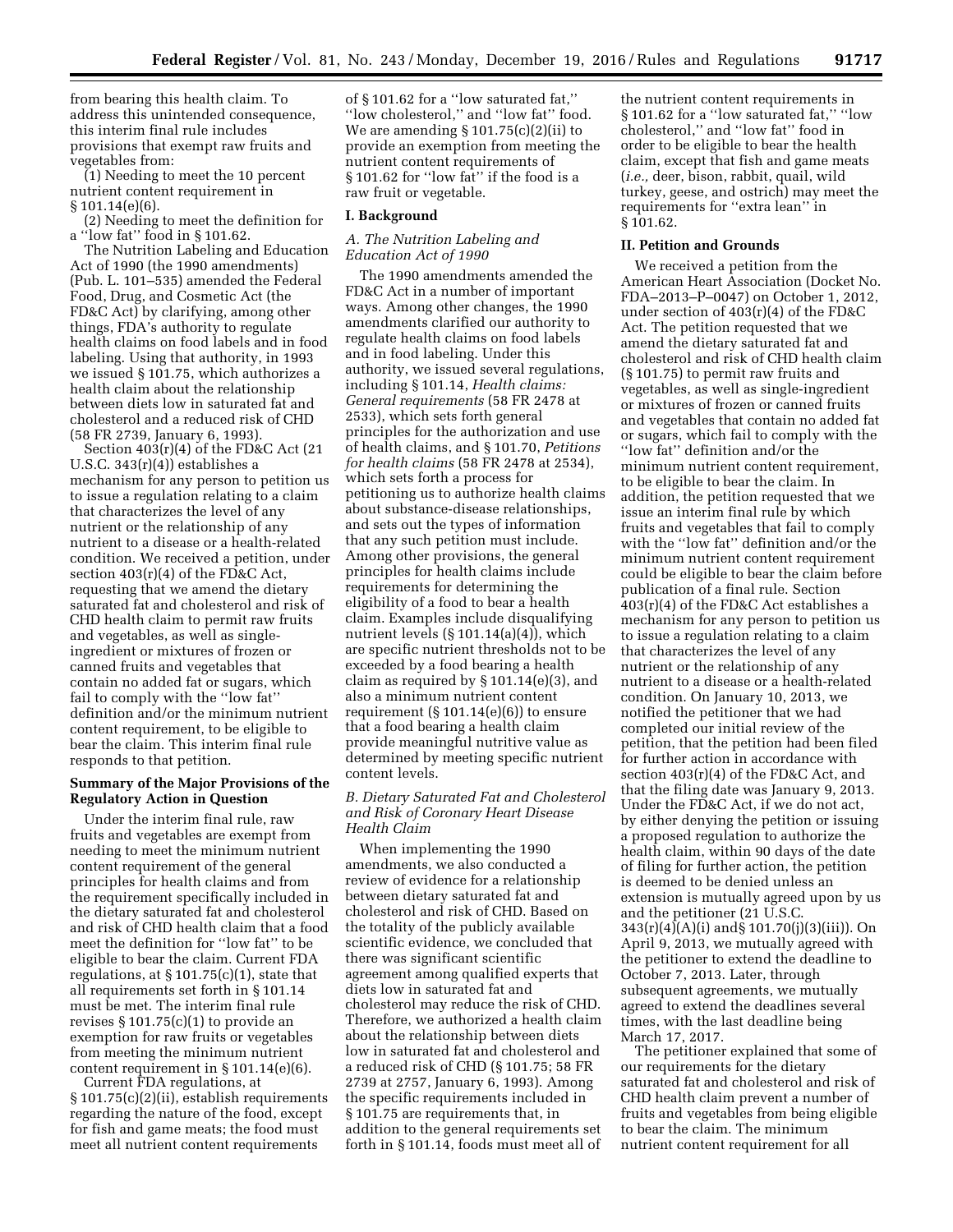from bearing this health claim. To address this unintended consequence, this interim final rule includes provisions that exempt raw fruits and vegetables from:

(1) Needing to meet the 10 percent nutrient content requirement in § 101.14(e)(6).

(2) Needing to meet the definition for a ''low fat'' food in § 101.62.

The Nutrition Labeling and Education Act of 1990 (the 1990 amendments) (Pub. L. 101–535) amended the Federal Food, Drug, and Cosmetic Act (the FD&C Act) by clarifying, among other things, FDA's authority to regulate health claims on food labels and in food labeling. Using that authority, in 1993 we issued § 101.75, which authorizes a health claim about the relationship between diets low in saturated fat and cholesterol and a reduced risk of CHD (58 FR 2739, January 6, 1993).

Section 403(r)(4) of the FD&C Act (21 U.S.C. 343(r)(4)) establishes a mechanism for any person to petition us to issue a regulation relating to a claim that characterizes the level of any nutrient or the relationship of any nutrient to a disease or a health-related condition. We received a petition, under section 403(r)(4) of the FD&C Act, requesting that we amend the dietary saturated fat and cholesterol and risk of CHD health claim to permit raw fruits and vegetables, as well as single-ingredient or mixtures of frozen or canned fruits and vegetables that contain no added fat or sugars, which fail to comply with the ''low fat'' definition and/or the minimum nutrient content requirement, to be eligible to bear the claim. This interim final rule responds to that petition.

**Summary of the Major Provisions of the Regulatory Action in Question**

Under the interim final rule, raw fruits and vegetables are exempt from needing to meet the minimum nutrient content requirement of the general principles for health claims and from the requirement specifically included in the dietary saturated fat and cholesterol and risk of CHD health claim that a food meet the definition for ''low fat'' to be eligible to bear the claim. Current FDA regulations, at § 101.75(c)(1), state that all requirements set forth in § 101.14 must be met. The interim final rule revises § 101.75(c)(1) to provide an exemption for raw fruits or vegetables from meeting the minimum nutrient content requirement in § 101.14(e)(6).

Current FDA regulations, at § 101.75(c)(2)(ii), establish requirements regarding the nature of the food, except for fish and game meats; the food must meet all nutrient content requirements of § 101.62 for a ''low saturated fat,'' ''low cholesterol,'' and ''low fat'' food. We are amending § 101.75(c)(2)(ii) to provide an exemption from meeting the nutrient content requirements of § 101.62 for ''low fat'' if the food is a raw fruit or vegetable.

## I. Background

### *A. The Nutrition Labeling and Education Act of 1990*

The 1990 amendments amended the FD&C Act in a number of important ways. Among other changes, the 1990 amendments clarified our authority to regulate health claims on food labels and in food labeling. Under this authority, we issued several regulations, including § 101.14, *Health claims: General requirements* (58 FR 2478 at 2533), which sets forth general principles for the authorization and use of health claims, and § 101.70, *Petitions for health claims* (58 FR 2478 at 2534), which sets forth a process for petitioning us to authorize health claims about substance-disease relationships, and sets out the types of information that any such petition must include. Among other provisions, the general principles for health claims include requirements for determining the eligibility of a food to bear a health claim. Examples include disqualifying nutrient levels (§ 101.14(a)(4)), which are specific nutrient thresholds not to be exceeded by a food bearing a health claim as required by § 101.14(e)(3), and also a minimum nutrient content requirement (§ 101.14(e)(6)) to ensure that a food bearing a health claim provide meaningful nutritive value as determined by meeting specific nutrient content levels.

### *B. Dietary Saturated Fat and Cholesterol and Risk of Coronary Heart Disease Health Claim*

When implementing the 1990 amendments, we also conducted a review of evidence for a relationship between dietary saturated fat and cholesterol and risk of CHD. Based on the totality of the publicly available scientific evidence, we concluded that there was significant scientific agreement among qualified experts that diets low in saturated fat and cholesterol may reduce the risk of CHD. Therefore, we authorized a health claim about the relationship between diets low in saturated fat and cholesterol and a reduced risk of CHD (§ 101.75; 58 FR 2739 at 2757, January 6, 1993). Among the specific requirements included in § 101.75 are requirements that, in addition to the general requirements set forth in § 101.14, foods must meet all of the nutrient content requirements in § 101.62 for a ''low saturated fat,'' ''low cholesterol,'' and ''low fat'' food in order to be eligible to bear the health claim, except that fish and game meats (*i.e.,* deer, bison, rabbit, quail, wild turkey, geese, and ostrich) may meet the requirements for ''extra lean'' in § 101.62.

## II. Petition and Grounds

We received a petition from the American Heart Association (Docket No. FDA–2013–P–0047) on October 1, 2012, under section of 403(r)(4) of the FD&C Act. The petition requested that we amend the dietary saturated fat and cholesterol and risk of CHD health claim (§ 101.75) to permit raw fruits and vegetables, as well as single-ingredient or mixtures of frozen or canned fruits and vegetables that contain no added fat or sugars, which fail to comply with the ''low fat'' definition and/or the minimum nutrient content requirement, to be eligible to bear the claim. In addition, the petition requested that we issue an interim final rule by which fruits and vegetables that fail to comply with the ''low fat'' definition and/or the minimum nutrient content requirement could be eligible to bear the claim before publication of a final rule. Section 403(r)(4) of the FD&C Act establishes a mechanism for any person to petition us to issue a regulation relating to a claim that characterizes the level of any nutrient or the relationship of any nutrient to a disease or a health-related condition. On January 10, 2013, we notified the petitioner that we had completed our initial review of the petition, that the petition had been filed for further action in accordance with section 403(r)(4) of the FD&C Act, and that the filing date was January 9, 2013. Under the FD&C Act, if we do not act, by either denying the petition or issuing a proposed regulation to authorize the health claim, within 90 days of the date of filing for further action, the petition is deemed to be denied unless an extension is mutually agreed upon by us and the petitioner (21 U.S.C. 343(r)(4)(A)(i) and§ 101.70(j)(3)(iii)). On April 9, 2013, we mutually agreed with the petitioner to extend the deadline to October 7, 2013. Later, through subsequent agreements, we mutually agreed to extend the deadlines several times, with the last deadline being March 17, 2017.

The petitioner explained that some of our requirements for the dietary saturated fat and cholesterol and risk of CHD health claim prevent a number of fruits and vegetables from being eligible to bear the claim. The minimum nutrient content requirement for all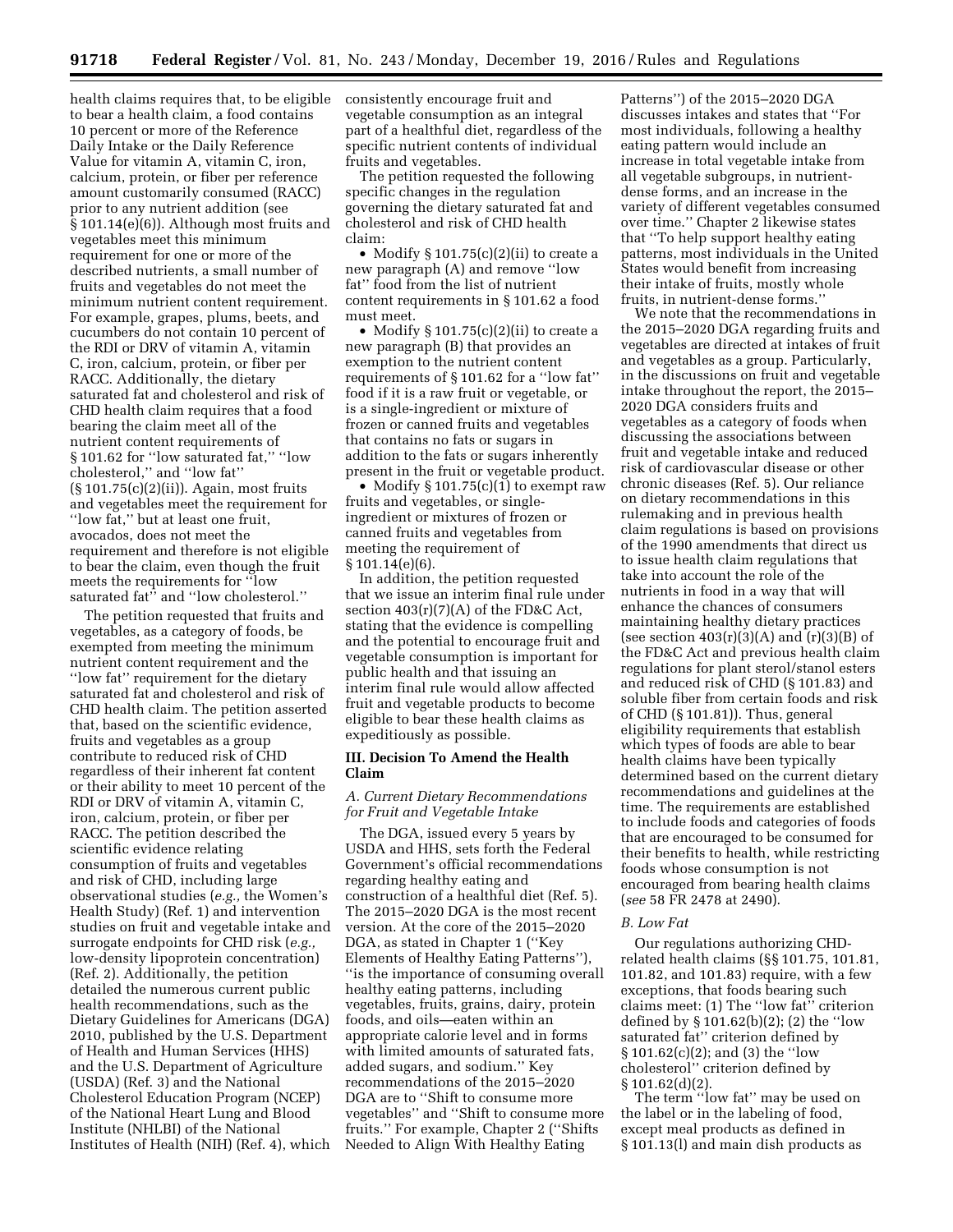health claims requires that, to be eligible to bear a health claim, a food contains 10 percent or more of the Reference Daily Intake or the Daily Reference Value for vitamin A, vitamin C, iron, calcium, protein, or fiber per reference amount customarily consumed (RACC) prior to any nutrient addition (see § 101.14(e)(6)). Although most fruits and vegetables meet this minimum requirement for one or more of the described nutrients, a small number of fruits and vegetables do not meet the minimum nutrient content requirement. For example, grapes, plums, beets, and cucumbers do not contain 10 percent of the RDI or DRV of vitamin A, vitamin C, iron, calcium, protein, or fiber per RACC. Additionally, the dietary saturated fat and cholesterol and risk of CHD health claim requires that a food bearing the claim meet all of the nutrient content requirements of § 101.62 for ''low saturated fat,'' ''low cholesterol,'' and ''low fat'' (§ 101.75(c)(2)(ii)). Again, most fruits and vegetables meet the requirement for ''low fat,'' but at least one fruit, avocados, does not meet the requirement and therefore is not eligible to bear the claim, even though the fruit meets the requirements for ''low saturated fat'' and ''low cholesterol.''

The petition requested that fruits and vegetables, as a category of foods, be exempted from meeting the minimum nutrient content requirement and the ''low fat'' requirement for the dietary saturated fat and cholesterol and risk of CHD health claim. The petition asserted that, based on the scientific evidence, fruits and vegetables as a group contribute to reduced risk of CHD regardless of their inherent fat content or their ability to meet 10 percent of the RDI or DRV of vitamin A, vitamin C, iron, calcium, protein, or fiber per RACC. The petition described the scientific evidence relating consumption of fruits and vegetables and risk of CHD, including large observational studies (*e.g.,* the Women's Health Study) (Ref. 1) and intervention studies on fruit and vegetable intake and surrogate endpoints for CHD risk (*e.g.,* low-density lipoprotein concentration) (Ref. 2). Additionally, the petition detailed the numerous current public health recommendations, such as the Dietary Guidelines for Americans (DGA) 2010, published by the U.S. Department of Health and Human Services (HHS) and the U.S. Department of Agriculture (USDA) (Ref. 3) and the National Cholesterol Education Program (NCEP) of the National Heart Lung and Blood Institute (NHLBI) of the National Institutes of Health (NIH) (Ref. 4), which consistently encourage fruit and vegetable consumption as an integral part of a healthful diet, regardless of the specific nutrient contents of individual fruits and vegetables.

The petition requested the following specific changes in the regulation governing the dietary saturated fat and cholesterol and risk of CHD health claim:

- Modify § 101.75(c)(2)(ii) to create a new paragraph (A) and remove ''low fat'' food from the list of nutrient content requirements in § 101.62 a food must meet.
- Modify § 101.75(c)(2)(ii) to create a new paragraph (B) that provides an exemption to the nutrient content requirements of § 101.62 for a ''low fat'' food if it is a raw fruit or vegetable, or is a single-ingredient or mixture of frozen or canned fruits and vegetables that contains no fats or sugars in addition to the fats or sugars inherently present in the fruit or vegetable product.
- Modify § 101.75(c)(1) to exempt raw fruits and vegetables, or single-ingredient or mixtures of frozen or canned fruits and vegetables from meeting the requirement of § 101.14(e)(6).

In addition, the petition requested that we issue an interim final rule under section 403(r)(7)(A) of the FD&C Act, stating that the evidence is compelling and the potential to encourage fruit and vegetable consumption is important for public health and that issuing an interim final rule would allow affected fruit and vegetable products to become eligible to bear these health claims as expeditiously as possible.

## III. Decision To Amend the Health Claim

### A. Current Dietary Recommendations for Fruit and Vegetable Intake

The DGA, issued every 5 years by USDA and HHS, sets forth the Federal Government's official recommendations regarding healthy eating and construction of a healthful diet (Ref. 5). The 2015–2020 DGA is the most recent version. At the core of the 2015–2020 DGA, as stated in Chapter 1 (''Key Elements of Healthy Eating Patterns''), ''is the importance of consuming overall healthy eating patterns, including vegetables, fruits, grains, dairy, protein foods, and oils—eaten within an appropriate calorie level and in forms with limited amounts of saturated fats, added sugars, and sodium.'' Key recommendations of the 2015–2020 DGA are to ''Shift to consume more vegetables'' and ''Shift to consume more fruits.'' For example, Chapter 2 (''Shifts Needed to Align With Healthy Eating Patterns'') of the 2015–2020 DGA discusses intakes and states that ''For most individuals, following a healthy eating pattern would include an increase in total vegetable intake from all vegetable subgroups, in nutrient-dense forms, and an increase in the variety of different vegetables consumed over time.'' Chapter 2 likewise states that ''To help support healthy eating patterns, most individuals in the United States would benefit from increasing their intake of fruits, mostly whole fruits, in nutrient-dense forms.''

We note that the recommendations in the 2015–2020 DGA regarding fruits and vegetables are directed at intakes of fruit and vegetables as a group. Particularly, in the discussions on fruit and vegetable intake throughout the report, the 2015–2020 DGA considers fruits and vegetables as a category of foods when discussing the associations between fruit and vegetable intake and reduced risk of cardiovascular disease or other chronic diseases (Ref. 5). Our reliance on dietary recommendations in this rulemaking and in previous health claim regulations is based on provisions of the 1990 amendments that direct us to issue health claim regulations that take into account the role of the nutrients in food in a way that will enhance the chances of consumers maintaining healthy dietary practices (see section 403(r)(3)(A) and (r)(3)(B) of the FD&C Act and previous health claim regulations for plant sterol/stanol esters and reduced risk of CHD (§ 101.83) and soluble fiber from certain foods and risk of CHD (§ 101.81)). Thus, general eligibility requirements that establish which types of foods are able to bear health claims have been typically determined based on the current dietary recommendations and guidelines at the time. The requirements are established to include foods and categories of foods that are encouraged to be consumed for their benefits to health, while restricting foods whose consumption is not encouraged from bearing health claims (*see* 58 FR 2478 at 2490).

### B. Low Fat

Our regulations authorizing CHD-related health claims (§§ 101.75, 101.81, 101.82, and 101.83) require, with a few exceptions, that foods bearing such claims meet: (1) The ''low fat'' criterion defined by § 101.62(b)(2); (2) the ''low saturated fat'' criterion defined by § 101.62(c)(2); and (3) the ''low cholesterol'' criterion defined by § 101.62(d)(2).

The term ''low fat'' may be used on the label or in the labeling of food, except meal products as defined in § 101.13(l) and main dish products as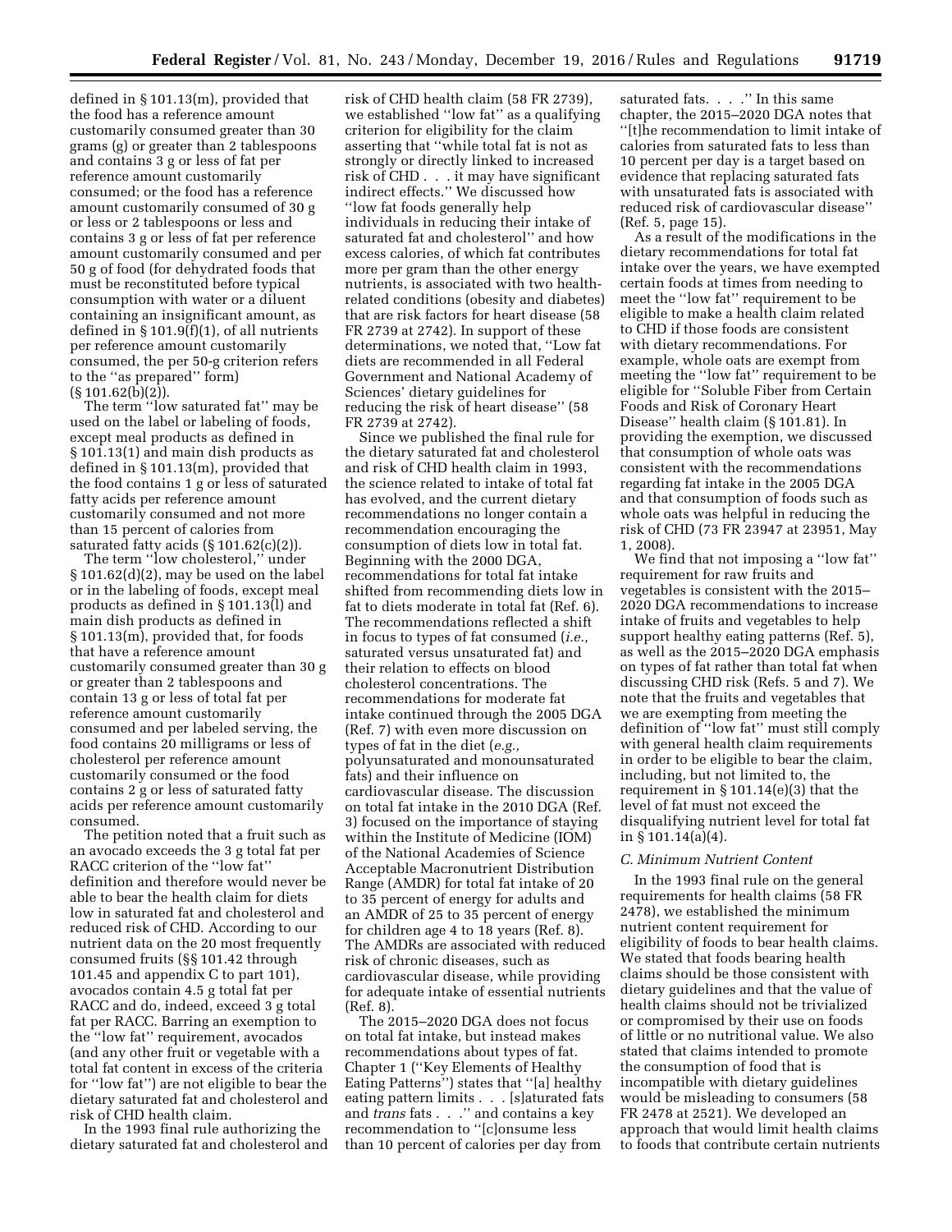defined in § 101.13(m), provided that the food has a reference amount customarily consumed greater than 30 grams (g) or greater than 2 tablespoons and contains 3 g or less of fat per reference amount customarily consumed; or the food has a reference amount customarily consumed of 30 g or less or 2 tablespoons or less and contains 3 g or less of fat per reference amount customarily consumed and per 50 g of food (for dehydrated foods that must be reconstituted before typical consumption with water or a diluent containing an insignificant amount, as defined in § 101.9(f)(1), of all nutrients per reference amount customarily consumed, the per 50-g criterion refers to the ''as prepared'' form) (§ 101.62(b)(2)).

The term ''low saturated fat'' may be used on the label or labeling of foods, except meal products as defined in § 101.13(l) and main dish products as defined in § 101.13(m), provided that the food contains 1 g or less of saturated fatty acids per reference amount customarily consumed and not more than 15 percent of calories from saturated fatty acids (§ 101.62(c)(2)).

The term ''low cholesterol,'' under § 101.62(d)(2), may be used on the label or in the labeling of foods, except meal products as defined in § 101.13(l) and main dish products as defined in § 101.13(m), provided that, for foods that have a reference amount customarily consumed greater than 30 g or greater than 2 tablespoons and contain 13 g or less of total fat per reference amount customarily consumed and per labeled serving, the food contains 20 milligrams or less of cholesterol per reference amount customarily consumed or the food contains 2 g or less of saturated fatty acids per reference amount customarily consumed.

The petition noted that a fruit such as an avocado exceeds the 3 g total fat per RACC criterion of the ''low fat'' definition and therefore would never be able to bear the health claim for diets low in saturated fat and cholesterol and reduced risk of CHD. According to our nutrient data on the 20 most frequently consumed fruits (§§ 101.42 through 101.45 and appendix C to part 101), avocados contain 4.5 g total fat per RACC and do, indeed, exceed 3 g total fat per RACC. Barring an exemption to the ''low fat'' requirement, avocados (and any other fruit or vegetable with a total fat content in excess of the criteria for ''low fat'') are not eligible to bear the dietary saturated fat and cholesterol and risk of CHD health claim.

In the 1993 final rule authorizing the dietary saturated fat and cholesterol and risk of CHD health claim (58 FR 2739), we established ''low fat'' as a qualifying criterion for eligibility for the claim asserting that ''while total fat is not as strongly or directly linked to increased risk of CHD . . . it may have significant indirect effects.'' We discussed how ''low fat foods generally help individuals in reducing their intake of saturated fat and cholesterol'' and how excess calories, of which fat contributes more per gram than the other energy nutrients, is associated with two health-related conditions (obesity and diabetes) that are risk factors for heart disease (58 FR 2739 at 2742). In support of these determinations, we noted that, ''Low fat diets are recommended in all Federal Government and National Academy of Sciences' dietary guidelines for reducing the risk of heart disease'' (58 FR 2739 at 2742).

Since we published the final rule for the dietary saturated fat and cholesterol and risk of CHD health claim in 1993, the science related to intake of total fat has evolved, and the current dietary recommendations no longer contain a recommendation encouraging the consumption of diets low in total fat. Beginning with the 2000 DGA, recommendations for total fat intake shifted from recommending diets low in fat to diets moderate in total fat (Ref. 6). The recommendations reflected a shift in focus to types of fat consumed (*i.e.,* saturated versus unsaturated fat) and their relation to effects on blood cholesterol concentrations. The recommendations for moderate fat intake continued through the 2005 DGA (Ref. 7) with even more discussion on types of fat in the diet (*e.g.,* polyunsaturated and monounsaturated fats) and their influence on cardiovascular disease. The discussion on total fat intake in the 2010 DGA (Ref. 3) focused on the importance of staying within the Institute of Medicine (IOM) of the National Academies of Science Acceptable Macronutrient Distribution Range (AMDR) for total fat intake of 20 to 35 percent of energy for adults and an AMDR of 25 to 35 percent of energy for children age 4 to 18 years (Ref. 8). The AMDRs are associated with reduced risk of chronic diseases, such as cardiovascular disease, while providing for adequate intake of essential nutrients (Ref. 8).

The 2015–2020 DGA does not focus on total fat intake, but instead makes recommendations about types of fat. Chapter 1 (''Key Elements of Healthy Eating Patterns'') states that ''[a] healthy eating pattern limits . . . [s]aturated fats and *trans* fats . . .'' and contains a key recommendation to ''[c]onsume less than 10 percent of calories per day from saturated fats. . . .'' In this same chapter, the 2015–2020 DGA notes that ''[t]he recommendation to limit intake of calories from saturated fats to less than 10 percent per day is a target based on evidence that replacing saturated fats with unsaturated fats is associated with reduced risk of cardiovascular disease'' (Ref. 5, page 15).

As a result of the modifications in the dietary recommendations for total fat intake over the years, we have exempted certain foods at times from needing to meet the ''low fat'' requirement to be eligible to make a health claim related to CHD if those foods are consistent with dietary recommendations. For example, whole oats are exempt from meeting the ''low fat'' requirement to be eligible for ''Soluble Fiber from Certain Foods and Risk of Coronary Heart Disease'' health claim (§ 101.81). In providing the exemption, we discussed that consumption of whole oats was consistent with the recommendations regarding fat intake in the 2005 DGA and that consumption of foods such as whole oats was helpful in reducing the risk of CHD (73 FR 23947 at 23951, May 1, 2008).

We find that not imposing a ''low fat'' requirement for raw fruits and vegetables is consistent with the 2015–2020 DGA recommendations to increase intake of fruits and vegetables to help support healthy eating patterns (Ref. 5), as well as the 2015–2020 DGA emphasis on types of fat rather than total fat when discussing CHD risk (Refs. 5 and 7). We note that the fruits and vegetables that we are exempting from meeting the definition of ''low fat'' must still comply with general health claim requirements in order to be eligible to bear the claim, including, but not limited to, the requirement in § 101.14(e)(3) that the level of fat must not exceed the disqualifying nutrient level for total fat in § 101.14(a)(4).

### *C. Minimum Nutrient Content*

In the 1993 final rule on the general requirements for health claims (58 FR 2478), we established the minimum nutrient content requirement for eligibility of foods to bear health claims. We stated that foods bearing health claims should be those consistent with dietary guidelines and that the value of health claims should not be trivialized or compromised by their use on foods of little or no nutritional value. We also stated that claims intended to promote the consumption of food that is incompatible with dietary guidelines would be misleading to consumers (58 FR 2478 at 2521). We developed an approach that would limit health claims to foods that contribute certain nutrients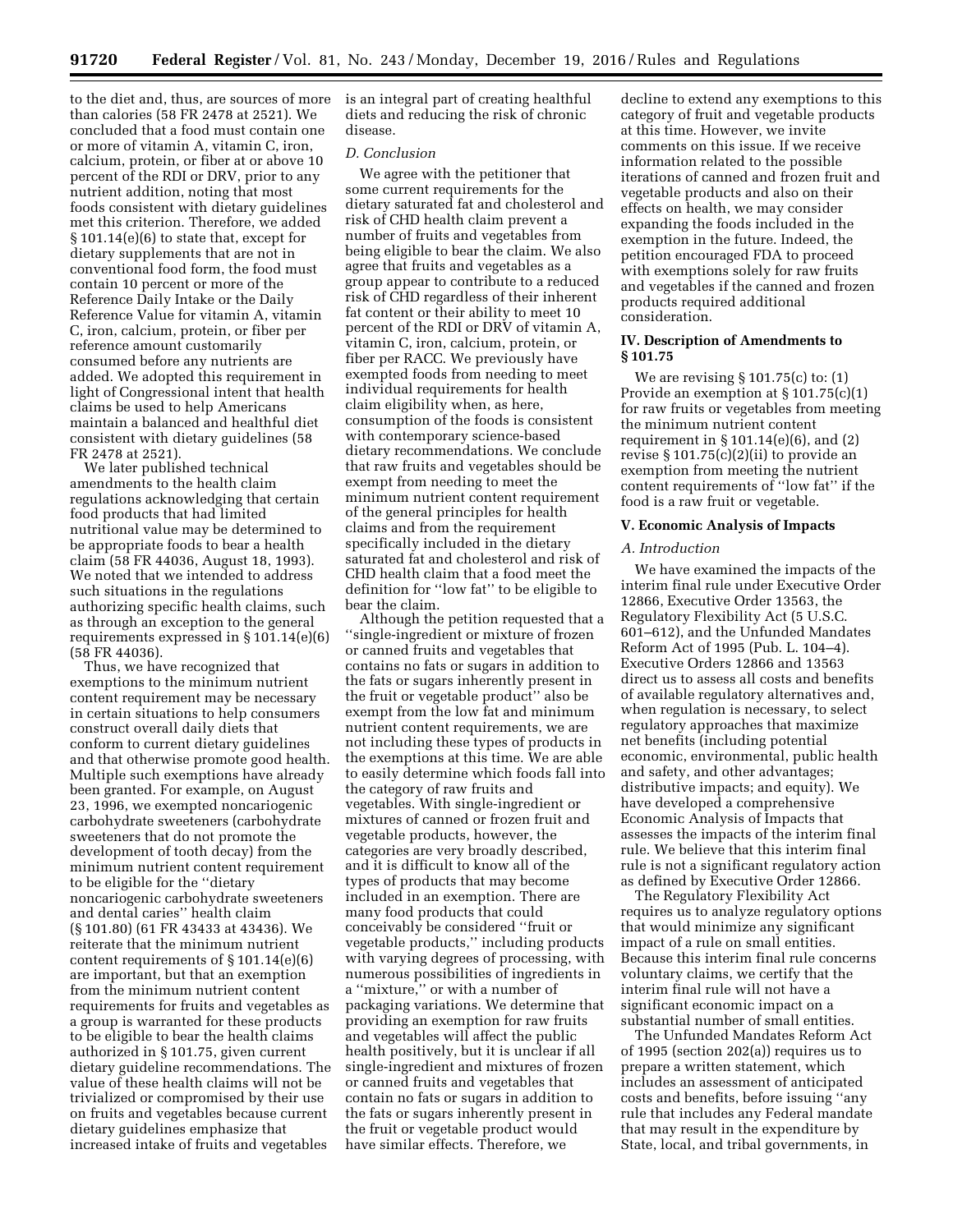to the diet and, thus, are sources of more than calories (58 FR 2478 at 2521). We concluded that a food must contain one or more of vitamin A, vitamin C, iron, calcium, protein, or fiber at or above 10 percent of the RDI or DRV, prior to any nutrient addition, noting that most foods consistent with dietary guidelines met this criterion. Therefore, we added § 101.14(e)(6) to state that, except for dietary supplements that are not in conventional food form, the food must contain 10 percent or more of the Reference Daily Intake or the Daily Reference Value for vitamin A, vitamin C, iron, calcium, protein, or fiber per reference amount customarily consumed before any nutrients are added. We adopted this requirement in light of Congressional intent that health claims be used to help Americans maintain a balanced and healthful diet consistent with dietary guidelines (58 FR 2478 at 2521).

We later published technical amendments to the health claim regulations acknowledging that certain food products that had limited nutritional value may be determined to be appropriate foods to bear a health claim (58 FR 44036, August 18, 1993). We noted that we intended to address such situations in the regulations authorizing specific health claims, such as through an exception to the general requirements expressed in § 101.14(e)(6) (58 FR 44036).

Thus, we have recognized that exemptions to the minimum nutrient content requirement may be necessary in certain situations to help consumers construct overall daily diets that conform to current dietary guidelines and that otherwise promote good health. Multiple such exemptions have already been granted. For example, on August 23, 1996, we exempted noncariogenic carbohydrate sweeteners (carbohydrate sweeteners that do not promote the development of tooth decay) from the minimum nutrient content requirement to be eligible for the ''dietary noncariogenic carbohydrate sweeteners and dental caries'' health claim (§ 101.80) (61 FR 43433 at 43436). We reiterate that the minimum nutrient content requirements of § 101.14(e)(6) are important, but that an exemption from the minimum nutrient content requirements for fruits and vegetables as a group is warranted for these products to be eligible to bear the health claims authorized in § 101.75, given current dietary guideline recommendations. The value of these health claims will not be trivialized or compromised by their use on fruits and vegetables because current dietary guidelines emphasize that increased intake of fruits and vegetables is an integral part of creating healthful diets and reducing the risk of chronic disease.

### D. Conclusion

We agree with the petitioner that some current requirements for the dietary saturated fat and cholesterol and risk of CHD health claim prevent a number of fruits and vegetables from being eligible to bear the claim. We also agree that fruits and vegetables as a group appear to contribute to a reduced risk of CHD regardless of their inherent fat content or their ability to meet 10 percent of the RDI or DRV of vitamin A, vitamin C, iron, calcium, protein, or fiber per RACC. We previously have exempted foods from needing to meet individual requirements for health claim eligibility when, as here, consumption of the foods is consistent with contemporary science-based dietary recommendations. We conclude that raw fruits and vegetables should be exempt from needing to meet the minimum nutrient content requirement of the general principles for health claims and from the requirement specifically included in the dietary saturated fat and cholesterol and risk of CHD health claim that a food meet the definition for ''low fat'' to be eligible to bear the claim.

Although the petition requested that a ''single-ingredient or mixture of frozen or canned fruits and vegetables that contains no fats or sugars in addition to the fats or sugars inherently present in the fruit or vegetable product'' also be exempt from the low fat and minimum nutrient content requirements, we are not including these types of products in the exemptions at this time. We are able to easily determine which foods fall into the category of raw fruits and vegetables. With single-ingredient or mixtures of canned or frozen fruit and vegetable products, however, the categories are very broadly described, and it is difficult to know all of the types of products that may become included in an exemption. There are many food products that could conceivably be considered ''fruit or vegetable products,'' including products with varying degrees of processing, with numerous possibilities of ingredients in a ''mixture,'' or with a number of packaging variations. We determine that providing an exemption for raw fruits and vegetables will affect the public health positively, but it is unclear if all single-ingredient and mixtures of frozen or canned fruits and vegetables that contain no fats or sugars in addition to the fats or sugars inherently present in the fruit or vegetable product would have similar effects. Therefore, we decline to extend any exemptions to this category of fruit and vegetable products at this time. However, we invite comments on this issue. If we receive information related to the possible iterations of canned and frozen fruit and vegetable products and also on their effects on health, we may consider expanding the foods included in the exemption in the future. Indeed, the petition encouraged FDA to proceed with exemptions solely for raw fruits and vegetables if the canned and frozen products required additional consideration.

## IV. Description of Amendments to § 101.75

We are revising § 101.75(c) to: (1) Provide an exemption at § 101.75(c)(1) for raw fruits or vegetables from meeting the minimum nutrient content requirement in § 101.14(e)(6), and (2) revise § 101.75(c)(2)(ii) to provide an exemption from meeting the nutrient content requirements of ''low fat'' if the food is a raw fruit or vegetable.

## V. Economic Analysis of Impacts

### A. Introduction

We have examined the impacts of the interim final rule under Executive Order 12866, Executive Order 13563, the Regulatory Flexibility Act (5 U.S.C. 601–612), and the Unfunded Mandates Reform Act of 1995 (Pub. L. 104–4). Executive Orders 12866 and 13563 direct us to assess all costs and benefits of available regulatory alternatives and, when regulation is necessary, to select regulatory approaches that maximize net benefits (including potential economic, environmental, public health and safety, and other advantages; distributive impacts; and equity). We have developed a comprehensive Economic Analysis of Impacts that assesses the impacts of the interim final rule. We believe that this interim final rule is not a significant regulatory action as defined by Executive Order 12866.

The Regulatory Flexibility Act requires us to analyze regulatory options that would minimize any significant impact of a rule on small entities. Because this interim final rule concerns voluntary claims, we certify that the interim final rule will not have a significant economic impact on a substantial number of small entities.

The Unfunded Mandates Reform Act of 1995 (section 202(a)) requires us to prepare a written statement, which includes an assessment of anticipated costs and benefits, before issuing ''any rule that includes any Federal mandate that may result in the expenditure by State, local, and tribal governments, in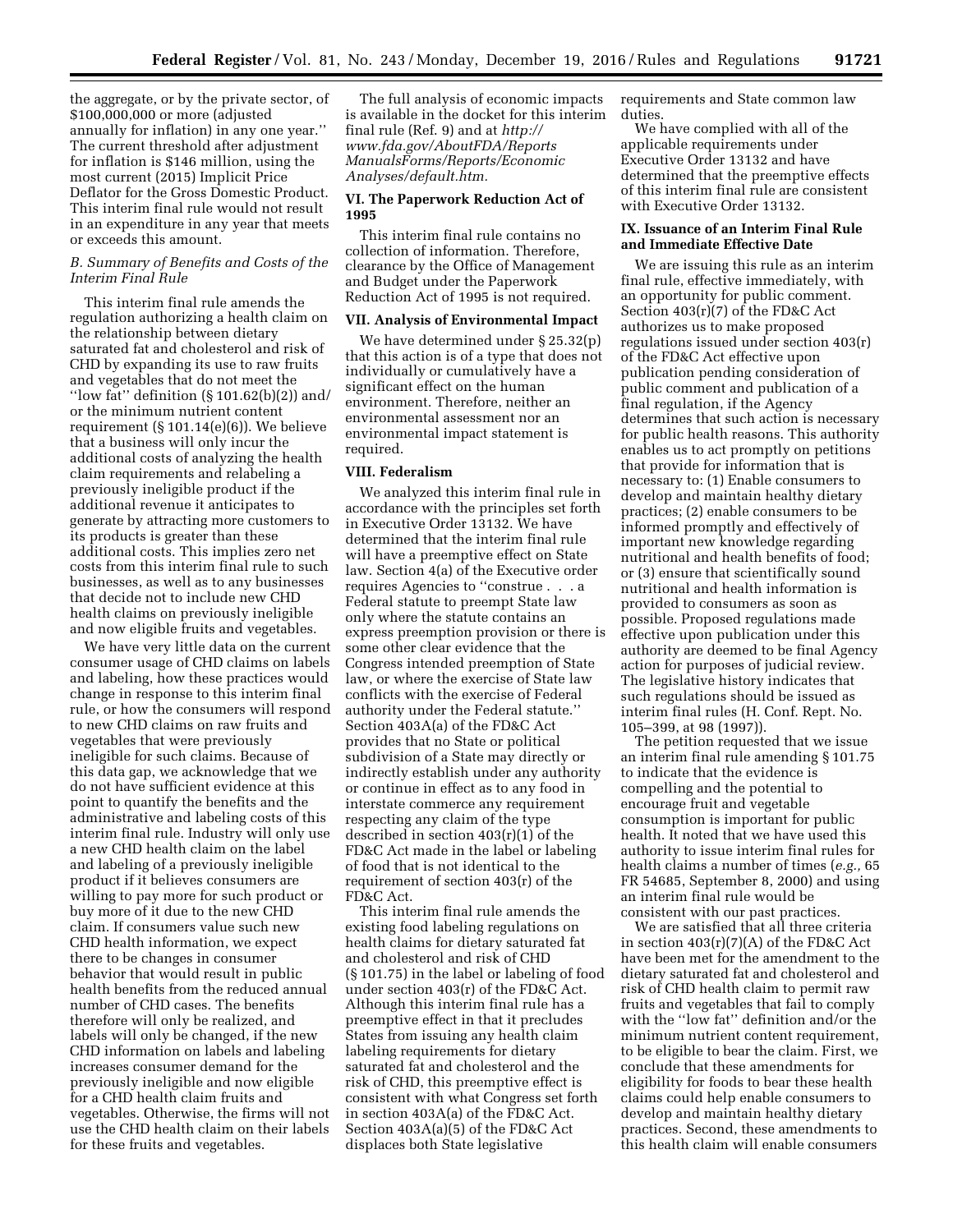the aggregate, or by the private sector, of $100,000,000 or more (adjusted annually for inflation) in any one year.'' The current threshold after adjustment for inflation is $146 million, using the most current (2015) Implicit Price Deflator for the Gross Domestic Product. This interim final rule would not result in an expenditure in any year that meets or exceeds this amount.

*B. Summary of Benefits and Costs of the Interim Final Rule*

This interim final rule amends the regulation authorizing a health claim on the relationship between dietary saturated fat and cholesterol and risk of CHD by expanding its use to raw fruits and vegetables that do not meet the ''low fat'' definition (§ 101.62(b)(2)) and/or the minimum nutrient content requirement (§ 101.14(e)(6)). We believe that a business will only incur the additional costs of analyzing the health claim requirements and relabeling a previously ineligible product if the additional revenue it anticipates to generate by attracting more customers to its products is greater than these additional costs. This implies zero net costs from this interim final rule to such businesses, as well as to any businesses that decide not to include new CHD health claims on previously ineligible and now eligible fruits and vegetables.

We have very little data on the current consumer usage of CHD claims on labels and labeling, how these practices would change in response to this interim final rule, or how the consumers will respond to new CHD claims on raw fruits and vegetables that were previously ineligible for such claims. Because of this data gap, we acknowledge that we do not have sufficient evidence at this point to quantify the benefits and the administrative and labeling costs of this interim final rule. Industry will only use a new CHD health claim on the label and labeling of a previously ineligible product if it believes consumers are willing to pay more for such product or buy more of it due to the new CHD claim. If consumers value such new CHD health information, we expect there to be changes in consumer behavior that would result in public health benefits from the reduced annual number of CHD cases. The benefits therefore will only be realized, and labels will only be changed, if the new CHD information on labels and labeling increases consumer demand for the previously ineligible and now eligible for a CHD health claim fruits and vegetables. Otherwise, the firms will not use the CHD health claim on their labels for these fruits and vegetables.

The full analysis of economic impacts is available in the docket for this interim final rule (Ref. 9) and at *http://www.fda.gov/AboutFDA/ReportsManualsForms/Reports/EconomicAnalyses/default.htm.*

## VI. The Paperwork Reduction Act of 1995

This interim final rule contains no collection of information. Therefore, clearance by the Office of Management and Budget under the Paperwork Reduction Act of 1995 is not required.

## VII. Analysis of Environmental Impact

We have determined under § 25.32(p) that this action is of a type that does not individually or cumulatively have a significant effect on the human environment. Therefore, neither an environmental assessment nor an environmental impact statement is required.

## VIII. Federalism

We analyzed this interim final rule in accordance with the principles set forth in Executive Order 13132. We have determined that the interim final rule will have a preemptive effect on State law. Section 4(a) of the Executive order requires Agencies to ''construe . . . a Federal statute to preempt State law only where the statute contains an express preemption provision or there is some other clear evidence that the Congress intended preemption of State law, or where the exercise of State law conflicts with the exercise of Federal authority under the Federal statute.'' Section 403A(a) of the FD&C Act provides that no State or political subdivision of a State may directly or indirectly establish under any authority or continue in effect as to any food in interstate commerce any requirement respecting any claim of the type described in section 403(r)(1) of the FD&C Act made in the label or labeling of food that is not identical to the requirement of section 403(r) of the FD&C Act.

This interim final rule amends the existing food labeling regulations on health claims for dietary saturated fat and cholesterol and risk of CHD (§ 101.75) in the label or labeling of food under section 403(r) of the FD&C Act. Although this interim final rule has a preemptive effect in that it precludes States from issuing any health claim labeling requirements for dietary saturated fat and cholesterol and the risk of CHD, this preemptive effect is consistent with what Congress set forth in section 403A(a) of the FD&C Act. Section 403A(a)(5) of the FD&C Act displaces both State legislative requirements and State common law duties.

We have complied with all of the applicable requirements under Executive Order 13132 and have determined that the preemptive effects of this interim final rule are consistent with Executive Order 13132.

## IX. Issuance of an Interim Final Rule and Immediate Effective Date

We are issuing this rule as an interim final rule, effective immediately, with an opportunity for public comment. Section 403(r)(7) of the FD&C Act authorizes us to make proposed regulations issued under section 403(r) of the FD&C Act effective upon publication pending consideration of public comment and publication of a final regulation, if the Agency determines that such action is necessary for public health reasons. This authority enables us to act promptly on petitions that provide for information that is necessary to: (1) Enable consumers to develop and maintain healthy dietary practices; (2) enable consumers to be informed promptly and effectively of important new knowledge regarding nutritional and health benefits of food; or (3) ensure that scientifically sound nutritional and health information is provided to consumers as soon as possible. Proposed regulations made effective upon publication under this authority are deemed to be final Agency action for purposes of judicial review. The legislative history indicates that such regulations should be issued as interim final rules (H. Conf. Rept. No. 105–399, at 98 (1997)).

The petition requested that we issue an interim final rule amending § 101.75 to indicate that the evidence is compelling and the potential to encourage fruit and vegetable consumption is important for public health. It noted that we have used this authority to issue interim final rules for health claims a number of times (*e.g.,* 65 FR 54685, September 8, 2000) and using an interim final rule would be consistent with our past practices.

We are satisfied that all three criteria in section 403(r)(7)(A) of the FD&C Act have been met for the amendment to the dietary saturated fat and cholesterol and risk of CHD health claim to permit raw fruits and vegetables that fail to comply with the ''low fat'' definition and/or the minimum nutrient content requirement, to be eligible to bear the claim. First, we conclude that these amendments for eligibility for foods to bear these health claims could help enable consumers to develop and maintain healthy dietary practices. Second, these amendments to this health claim will enable consumers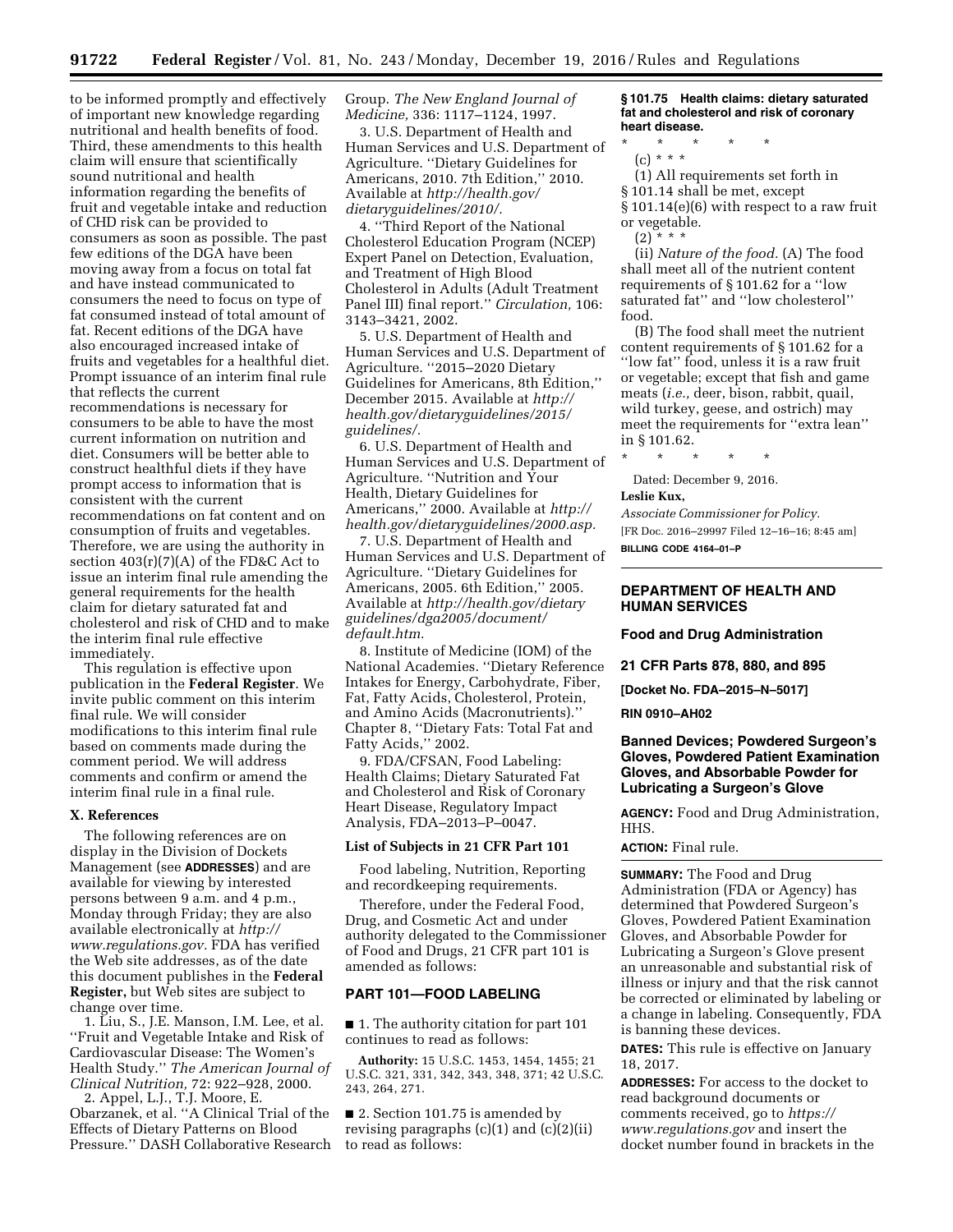to be informed promptly and effectively of important new knowledge regarding nutritional and health benefits of food. Third, these amendments to this health claim will ensure that scientifically sound nutritional and health information regarding the benefits of fruit and vegetable intake and reduction of CHD risk can be provided to consumers as soon as possible. The past few editions of the DGA have been moving away from a focus on total fat and have instead communicated to consumers the need to focus on type of fat consumed instead of total amount of fat. Recent editions of the DGA have also encouraged increased intake of fruits and vegetables for a healthful diet. Prompt issuance of an interim final rule that reflects the current recommendations is necessary for consumers to be able to have the most current information on nutrition and diet. Consumers will be better able to construct healthful diets if they have prompt access to information that is consistent with the current recommendations on fat content and on consumption of fruits and vegetables. Therefore, we are using the authority in section 403(r)(7)(A) of the FD&C Act to issue an interim final rule amending the general requirements for the health claim for dietary saturated fat and cholesterol and risk of CHD and to make the interim final rule effective immediately.

This regulation is effective upon publication in the **Federal Register**. We invite public comment on this interim final rule. We will consider modifications to this interim final rule based on comments made during the comment period. We will address comments and confirm or amend the interim final rule in a final rule.

## X. References

The following references are on display in the Division of Dockets Management (see **ADDRESSES**) and are available for viewing by interested persons between 9 a.m. and 4 p.m., Monday through Friday; they are also available electronically at *http://www.regulations.gov.* FDA has verified the Web site addresses, as of the date this document publishes in the **Federal Register,** but Web sites are subject to change over time.

1. Liu, S., J.E. Manson, I.M. Lee, et al. ''Fruit and Vegetable Intake and Risk of Cardiovascular Disease: The Women's Health Study.'' *The American Journal of Clinical Nutrition,* 72: 922–928, 2000.
2. Appel, L.J., T.J. Moore, E. Obarzanek, et al. ''A Clinical Trial of the Effects of Dietary Patterns on Blood Pressure.'' DASH Collaborative Research Group. *The New England Journal of Medicine,* 336: 1117–1124, 1997.
3. U.S. Department of Health and Human Services and U.S. Department of Agriculture. ''Dietary Guidelines for Americans, 2010. 7th Edition,'' 2010. Available at *http://health.gov/dietaryguidelines/2010/.*
4. ''Third Report of the National Cholesterol Education Program (NCEP) Expert Panel on Detection, Evaluation, and Treatment of High Blood Cholesterol in Adults (Adult Treatment Panel III) final report.'' *Circulation,* 106: 3143–3421, 2002.
5. U.S. Department of Health and Human Services and U.S. Department of Agriculture. ''2015–2020 Dietary Guidelines for Americans, 8th Edition,'' December 2015. Available at *http://health.gov/dietaryguidelines/2015/guidelines/.*
6. U.S. Department of Health and Human Services and U.S. Department of Agriculture. ''Nutrition and Your Health, Dietary Guidelines for Americans,'' 2000. Available at *http://health.gov/dietaryguidelines/2000.asp.*
7. U.S. Department of Health and Human Services and U.S. Department of Agriculture. ''Dietary Guidelines for Americans, 2005. 6th Edition,'' 2005. Available at *http://health.gov/dietaryguidelines/dga2005/document/default.htm.*
8. Institute of Medicine (IOM) of the National Academies. ''Dietary Reference Intakes for Energy, Carbohydrate, Fiber, Fat, Fatty Acids, Cholesterol, Protein, and Amino Acids (Macronutrients).'' Chapter 8, ''Dietary Fats: Total Fat and Fatty Acids,'' 2002.
9. FDA/CFSAN, Food Labeling: Health Claims; Dietary Saturated Fat and Cholesterol and Risk of Coronary Heart Disease, Regulatory Impact Analysis, FDA–2013–P–0047.

### List of Subjects in 21 CFR Part 101

Food labeling, Nutrition, Reporting and recordkeeping requirements.

Therefore, under the Federal Food, Drug, and Cosmetic Act and under authority delegated to the Commissioner of Food and Drugs, 21 CFR part 101 is amended as follows:

## PART 101—FOOD LABELING

■ 1. The authority citation for part 101 continues to read as follows:

**Authority:** 15 U.S.C. 1453, 1454, 1455; 21 U.S.C. 321, 331, 342, 343, 348, 371; 42 U.S.C. 243, 264, 271.

■ 2. Section 101.75 is amended by revising paragraphs (c)(1) and (c)(2)(ii) to read as follows:

**§ 101.75 Health claims: dietary saturated fat and cholesterol and risk of coronary heart disease.**

\* \* \* \* \*

(c) \* \* \*

(1) All requirements set forth in § 101.14 shall be met, except § 101.14(e)(6) with respect to a raw fruit or vegetable.

(2) \* \* \*

(ii) *Nature of the food.* (A) The food shall meet all of the nutrient content requirements of § 101.62 for a ''low saturated fat'' and ''low cholesterol'' food.

(B) The food shall meet the nutrient content requirements of § 101.62 for a ''low fat'' food, unless it is a raw fruit or vegetable; except that fish and game meats (*i.e.,* deer, bison, rabbit, quail, wild turkey, geese, and ostrich) may meet the requirements for ''extra lean'' in § 101.62.

\* \* \* \* \*

Dated: December 9, 2016.

**Leslie Kux,**

*Associate Commissioner for Policy.*

[FR Doc. 2016–29997 Filed 12–16–16; 8:45 am]

**BILLING CODE 4164–01–P**

---

## DEPARTMENT OF HEALTH AND HUMAN SERVICES

### Food and Drug Administration

### 21 CFR Parts 878, 880, and 895

**[Docket No. FDA–2015–N–5017]**

**RIN 0910–AH02**

## Banned Devices; Powdered Surgeon's Gloves, Powdered Patient Examination Gloves, and Absorbable Powder for Lubricating a Surgeon's Glove

**AGENCY:** Food and Drug Administration, HHS.

**ACTION:** Final rule.

**SUMMARY:** The Food and Drug Administration (FDA or Agency) has determined that Powdered Surgeon's Gloves, Powdered Patient Examination Gloves, and Absorbable Powder for Lubricating a Surgeon's Glove present an unreasonable and substantial risk of illness or injury and that the risk cannot be corrected or eliminated by labeling or a change in labeling. Consequently, FDA is banning these devices.

**DATES:** This rule is effective on January 18, 2017.

**ADDRESSES:** For access to the docket to read background documents or comments received, go to *https://www.regulations.gov* and insert the docket number found in brackets in the